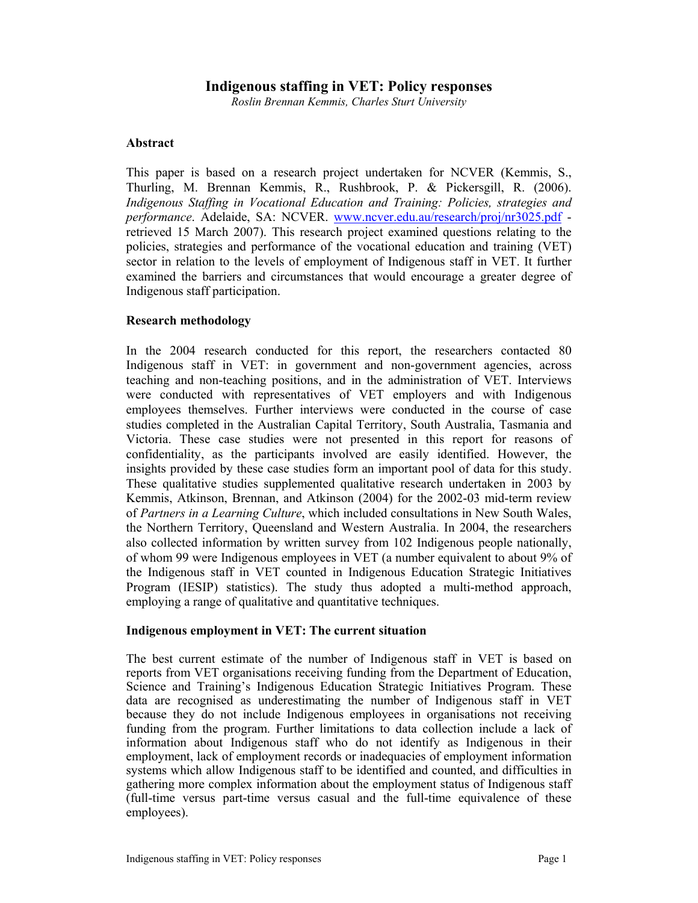# Indigenous staffing in VET: Policy responses

*Roslin Brennan Kemmis, Charles Sturt University*

## Abstract

This paper is based on a research project undertaken for NCVER (Kemmis, S., Thurling, M. Brennan Kemmis, R., Rushbrook, P. & Pickersgill, R. (2006). *Indigenous Staffing in Vocational Education and Training: Policies, strategies and performance*. Adelaide, SA: NCVER. www.ncver.edu.au/research/proj/nr3025.pdf - retrieved 15 March 2007). This research project examined questions relating to the policies, strategies and performance of the vocational education and training (VET) sector in relation to the levels of employment of Indigenous staff in VET. It further examined the barriers and circumstances that would encourage a greater degree of Indigenous staff participation.

## Research methodology

In the 2004 research conducted for this report, the researchers contacted 80 Indigenous staff in VET: in government and non-government agencies, across teaching and non-teaching positions, and in the administration of VET. Interviews were conducted with representatives of VET employers and with Indigenous employees themselves. Further interviews were conducted in the course of case studies completed in the Australian Capital Territory, South Australia, Tasmania and Victoria. These case studies were not presented in this report for reasons of confidentiality, as the participants involved are easily identified. However, the insights provided by these case studies form an important pool of data for this study. These qualitative studies supplemented qualitative research undertaken in 2003 by Kemmis, Atkinson, Brennan, and Atkinson (2004) for the 2002-03 mid-term review of *Partners in a Learning Culture*, which included consultations in New South Wales, the Northern Territory, Queensland and Western Australia. In 2004, the researchers also collected information by written survey from 102 Indigenous people nationally, of whom 99 were Indigenous employees in VET (a number equivalent to about 9% of the Indigenous staff in VET counted in Indigenous Education Strategic Initiatives Program (IESIP) statistics). The study thus adopted a multi-method approach, employing a range of qualitative and quantitative techniques.

## Indigenous employment in VET: The current situation

The best current estimate of the number of Indigenous staff in VET is based on reports from VET organisations receiving funding from the Department of Education, Science and Training's Indigenous Education Strategic Initiatives Program. These data are recognised as underestimating the number of Indigenous staff in VET because they do not include Indigenous employees in organisations not receiving funding from the program. Further limitations to data collection include a lack of information about Indigenous staff who do not identify as Indigenous in their employment, lack of employment records or inadequacies of employment information systems which allow Indigenous staff to be identified and counted, and difficulties in gathering more complex information about the employment status of Indigenous staff (full-time versus part-time versus casual and the full-time equivalence of these employees).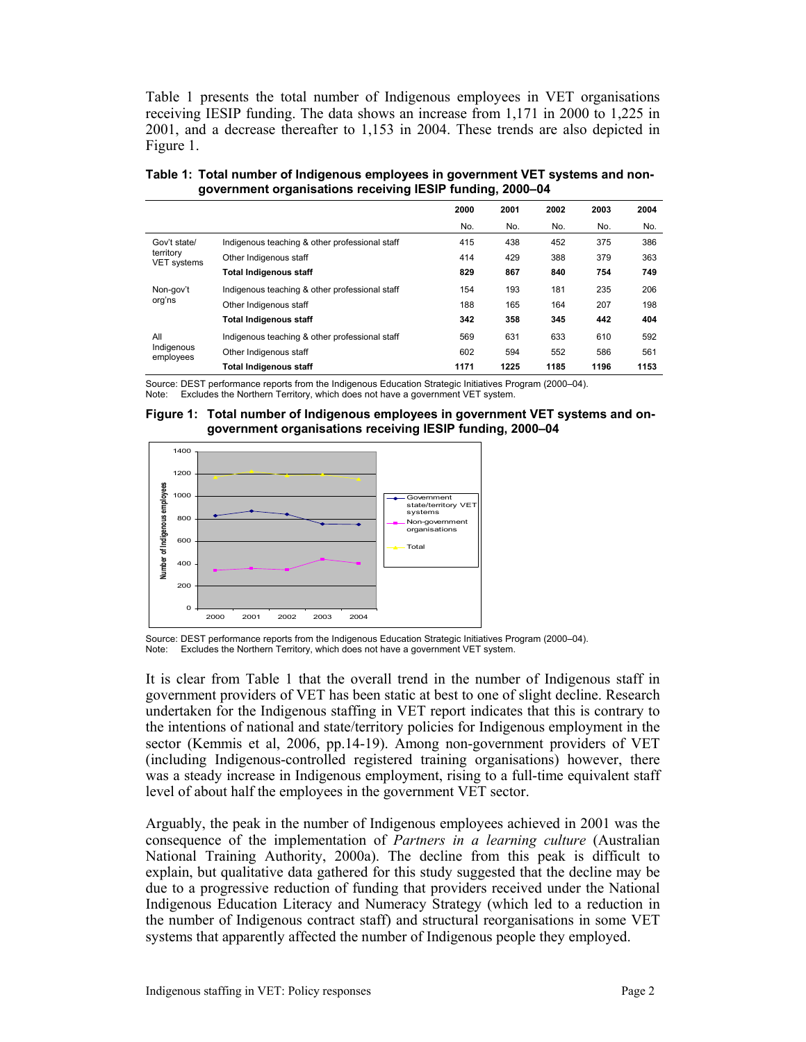Table 1 presents the total number of Indigenous employees in VET organisations receiving IESIP funding. The data shows an increase from 1,171 in 2000 to 1,225 in 2001, and a decrease thereafter to 1,153 in 2004. These trends are also depicted in Figure 1.

**Table 1: Total number of Indigenous employees in government VET systems and non-government organisations receiving IESIP funding, 2000–04**

| | | 2000 | 2001 | 2002 | 2003 | 2004 |
|---|---|---|---|---|---|---|
| | | No. | No. | No. | No. | No. |
| Gov't state/ territory VET systems | Indigenous teaching & other professional staff | 415 | 438 | 452 | 375 | 386 |
| | Other Indigenous staff | 414 | 429 | 388 | 379 | 363 |
| | **Total Indigenous staff** | **829** | **867** | **840** | **754** | **749** |
| Non-gov't org'ns | Indigenous teaching & other professional staff | 154 | 193 | 181 | 235 | 206 |
| | Other Indigenous staff | 188 | 165 | 164 | 207 | 198 |
| | **Total Indigenous staff** | **342** | **358** | **345** | **442** | **404** |
| All Indigenous employees | Indigenous teaching & other professional staff | 569 | 631 | 633 | 610 | 592 |
| | Other Indigenous staff | 602 | 594 | 552 | 586 | 561 |
| | **Total Indigenous staff** | **1171** | **1225** | **1185** | **1196** | **1153** |

Source: DEST performance reports from the Indigenous Education Strategic Initiatives Program (2000–04).
Note: Excludes the Northern Territory, which does not have a government VET system.

**Figure 1: Total number of Indigenous employees in government VET systems and on-government organisations receiving IESIP funding, 2000–04**

Source: DEST performance reports from the Indigenous Education Strategic Initiatives Program (2000–04).
Note: Excludes the Northern Territory, which does not have a government VET system.

It is clear from Table 1 that the overall trend in the number of Indigenous staff in government providers of VET has been static at best to one of slight decline. Research undertaken for the Indigenous staffing in VET report indicates that this is contrary to the intentions of national and state/territory policies for Indigenous employment in the sector (Kemmis et al, 2006, pp.14-19). Among non-government providers of VET (including Indigenous-controlled registered training organisations) however, there was a steady increase in Indigenous employment, rising to a full-time equivalent staff level of about half the employees in the government VET sector.

Arguably, the peak in the number of Indigenous employees achieved in 2001 was the consequence of the implementation of *Partners in a learning culture* (Australian National Training Authority, 2000a). The decline from this peak is difficult to explain, but qualitative data gathered for this study suggested that the decline may be due to a progressive reduction of funding that providers received under the National Indigenous Education Literacy and Numeracy Strategy (which led to a reduction in the number of Indigenous contract staff) and structural reorganisations in some VET systems that apparently affected the number of Indigenous people they employed.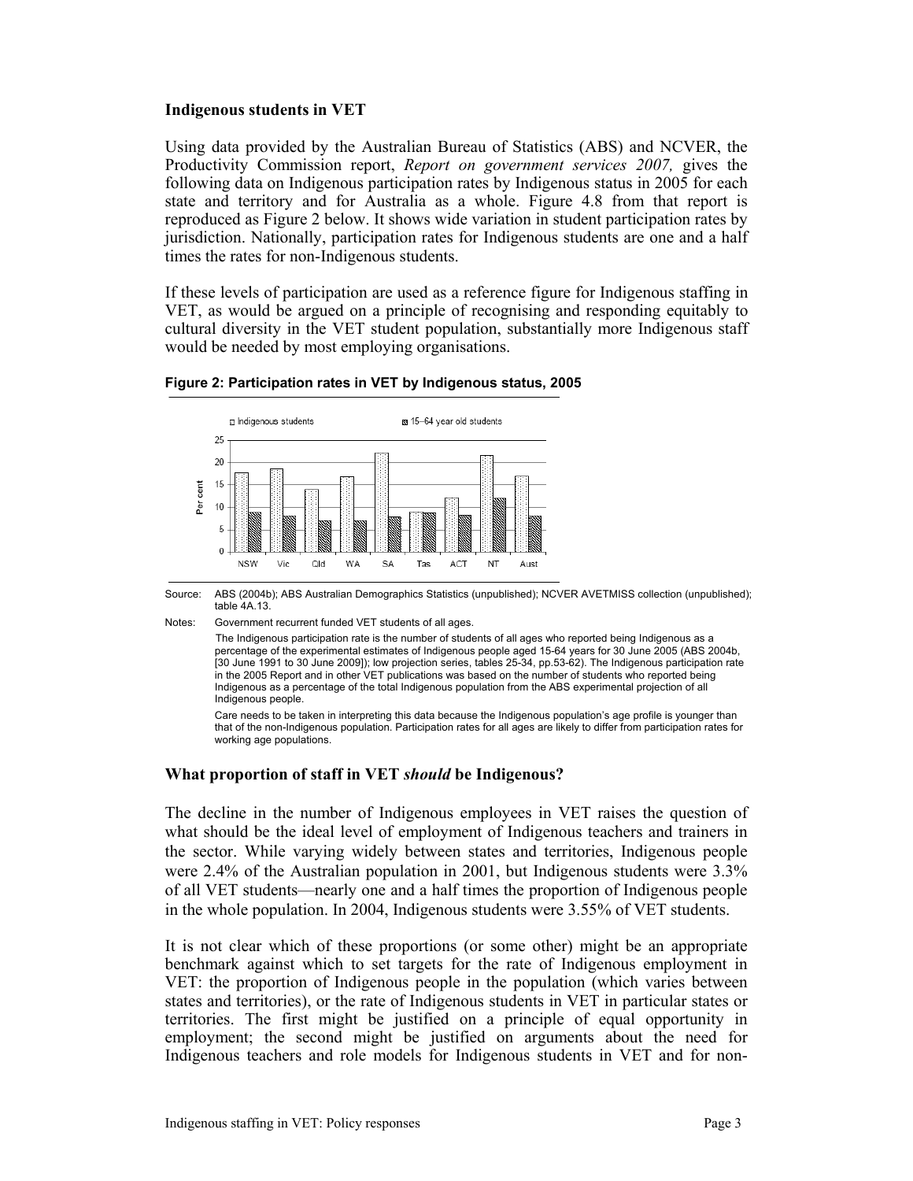### Indigenous students in VET

Using data provided by the Australian Bureau of Statistics (ABS) and NCVER, the Productivity Commission report, *Report on government services 2007,* gives the following data on Indigenous participation rates by Indigenous status in 2005 for each state and territory and for Australia as a whole. Figure 4.8 from that report is reproduced as Figure 2 below. It shows wide variation in student participation rates by jurisdiction. Nationally, participation rates for Indigenous students are one and a half times the rates for non-Indigenous students.

If these levels of participation are used as a reference figure for Indigenous staffing in VET, as would be argued on a principle of recognising and responding equitably to cultural diversity in the VET student population, substantially more Indigenous staff would be needed by most employing organisations.

**Figure 2: Participation rates in VET by Indigenous status, 2005**

Source: ABS (2004b); ABS Australian Demographics Statistics (unpublished); NCVER AVETMISS collection (unpublished); table 4A.13.

Notes: Government recurrent funded VET students of all ages.

The Indigenous participation rate is the number of students of all ages who reported being Indigenous as a percentage of the experimental estimates of Indigenous people aged 15-64 years for 30 June 2005 (ABS 2004b, [30 June 1991 to 30 June 2009]); low projection series, tables 25-34, pp.53-62). The Indigenous participation rate in the 2005 Report and in other VET publications was based on the number of students who reported being Indigenous as a percentage of the total Indigenous population from the ABS experimental projection of all Indigenous people.

Care needs to be taken in interpreting this data because the Indigenous population's age profile is younger than that of the non-Indigenous population. Participation rates for all ages are likely to differ from participation rates for working age populations.

### What proportion of staff in VET *should* be Indigenous?

The decline in the number of Indigenous employees in VET raises the question of what should be the ideal level of employment of Indigenous teachers and trainers in the sector. While varying widely between states and territories, Indigenous people were 2.4% of the Australian population in 2001, but Indigenous students were 3.3% of all VET students—nearly one and a half times the proportion of Indigenous people in the whole population. In 2004, Indigenous students were 3.55% of VET students.

It is not clear which of these proportions (or some other) might be an appropriate benchmark against which to set targets for the rate of Indigenous employment in VET: the proportion of Indigenous people in the population (which varies between states and territories), or the rate of Indigenous students in VET in particular states or territories. The first might be justified on a principle of equal opportunity in employment; the second might be justified on arguments about the need for Indigenous teachers and role models for Indigenous students in VET and for non-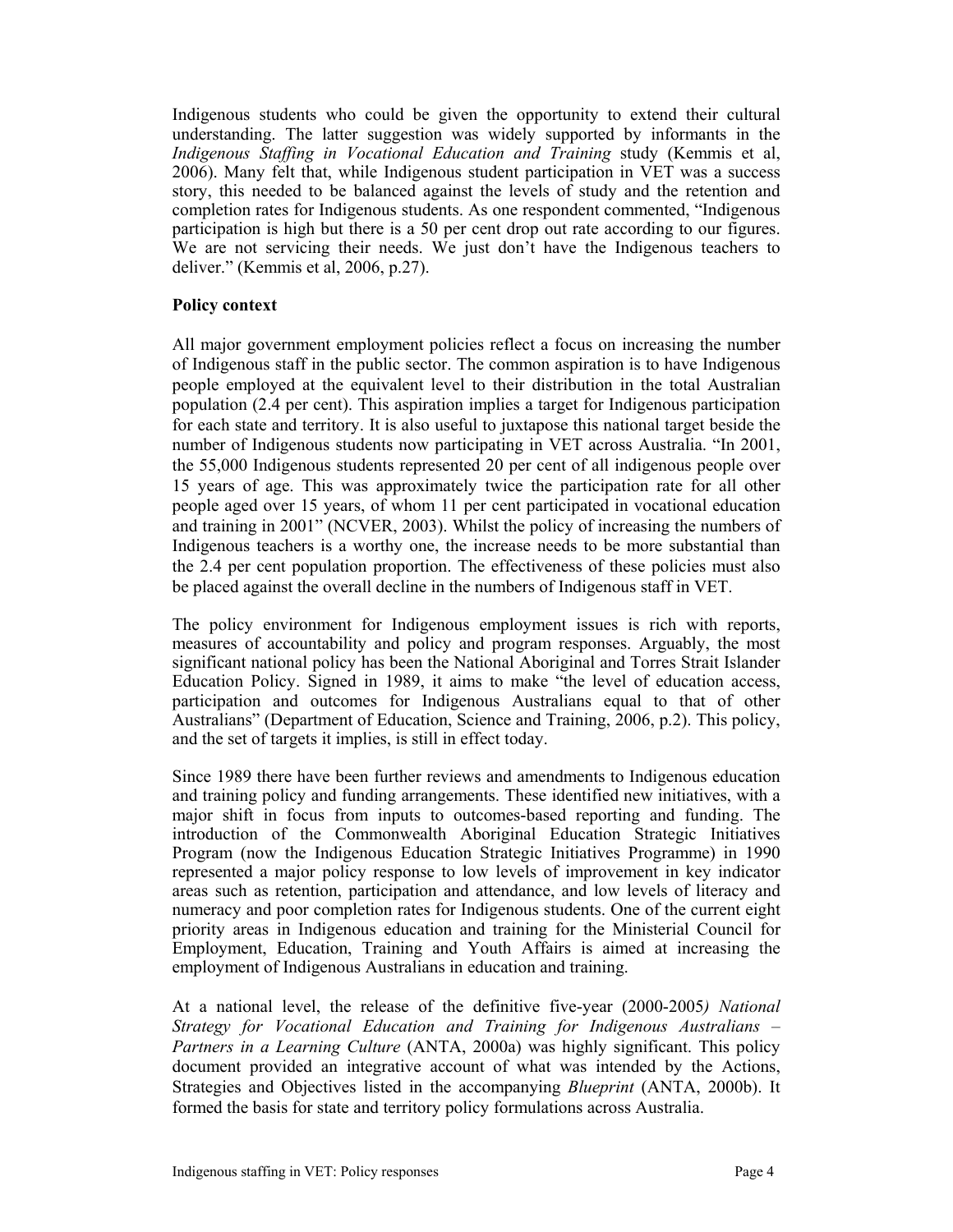Indigenous students who could be given the opportunity to extend their cultural understanding. The latter suggestion was widely supported by informants in the *Indigenous Staffing in Vocational Education and Training* study (Kemmis et al, 2006). Many felt that, while Indigenous student participation in VET was a success story, this needed to be balanced against the levels of study and the retention and completion rates for Indigenous students. As one respondent commented, "Indigenous participation is high but there is a 50 per cent drop out rate according to our figures. We are not servicing their needs. We just don't have the Indigenous teachers to deliver." (Kemmis et al, 2006, p.27).

**Policy context**

All major government employment policies reflect a focus on increasing the number of Indigenous staff in the public sector. The common aspiration is to have Indigenous people employed at the equivalent level to their distribution in the total Australian population (2.4 per cent). This aspiration implies a target for Indigenous participation for each state and territory. It is also useful to juxtapose this national target beside the number of Indigenous students now participating in VET across Australia. "In 2001, the 55,000 Indigenous students represented 20 per cent of all indigenous people over 15 years of age. This was approximately twice the participation rate for all other people aged over 15 years, of whom 11 per cent participated in vocational education and training in 2001" (NCVER, 2003). Whilst the policy of increasing the numbers of Indigenous teachers is a worthy one, the increase needs to be more substantial than the 2.4 per cent population proportion. The effectiveness of these policies must also be placed against the overall decline in the numbers of Indigenous staff in VET.

The policy environment for Indigenous employment issues is rich with reports, measures of accountability and policy and program responses. Arguably, the most significant national policy has been the National Aboriginal and Torres Strait Islander Education Policy. Signed in 1989, it aims to make "the level of education access, participation and outcomes for Indigenous Australians equal to that of other Australians" (Department of Education, Science and Training, 2006, p.2). This policy, and the set of targets it implies, is still in effect today.

Since 1989 there have been further reviews and amendments to Indigenous education and training policy and funding arrangements. These identified new initiatives, with a major shift in focus from inputs to outcomes-based reporting and funding. The introduction of the Commonwealth Aboriginal Education Strategic Initiatives Program (now the Indigenous Education Strategic Initiatives Programme) in 1990 represented a major policy response to low levels of improvement in key indicator areas such as retention, participation and attendance, and low levels of literacy and numeracy and poor completion rates for Indigenous students. One of the current eight priority areas in Indigenous education and training for the Ministerial Council for Employment, Education, Training and Youth Affairs is aimed at increasing the employment of Indigenous Australians in education and training.

At a national level, the release of the definitive five-year (2000-2005) *National Strategy for Vocational Education and Training for Indigenous Australians – Partners in a Learning Culture* (ANTA, 2000a) was highly significant. This policy document provided an integrative account of what was intended by the Actions, Strategies and Objectives listed in the accompanying *Blueprint* (ANTA, 2000b). It formed the basis for state and territory policy formulations across Australia.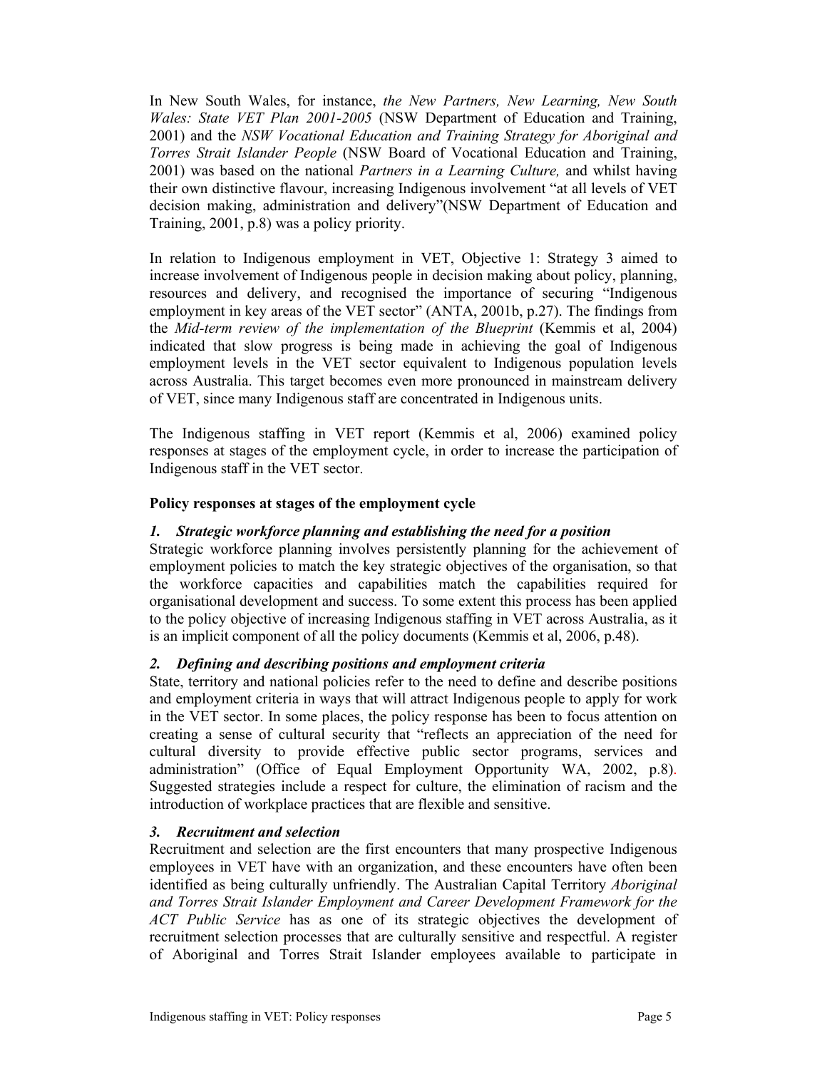In New South Wales, for instance, *the New Partners, New Learning, New South Wales: State VET Plan 2001-2005* (NSW Department of Education and Training, 2001) and the *NSW Vocational Education and Training Strategy for Aboriginal and Torres Strait Islander People* (NSW Board of Vocational Education and Training, 2001) was based on the national *Partners in a Learning Culture,* and whilst having their own distinctive flavour, increasing Indigenous involvement "at all levels of VET decision making, administration and delivery"(NSW Department of Education and Training, 2001, p.8) was a policy priority.

In relation to Indigenous employment in VET, Objective 1: Strategy 3 aimed to increase involvement of Indigenous people in decision making about policy, planning, resources and delivery, and recognised the importance of securing "Indigenous employment in key areas of the VET sector" (ANTA, 2001b, p.27). The findings from the *Mid-term review of the implementation of the Blueprint* (Kemmis et al, 2004) indicated that slow progress is being made in achieving the goal of Indigenous employment levels in the VET sector equivalent to Indigenous population levels across Australia. This target becomes even more pronounced in mainstream delivery of VET, since many Indigenous staff are concentrated in Indigenous units.

The Indigenous staffing in VET report (Kemmis et al, 2006) examined policy responses at stages of the employment cycle, in order to increase the participation of Indigenous staff in the VET sector.

**Policy responses at stages of the employment cycle**

***1. Strategic workforce planning and establishing the need for a position***

Strategic workforce planning involves persistently planning for the achievement of employment policies to match the key strategic objectives of the organisation, so that the workforce capacities and capabilities match the capabilities required for organisational development and success. To some extent this process has been applied to the policy objective of increasing Indigenous staffing in VET across Australia, as it is an implicit component of all the policy documents (Kemmis et al, 2006, p.48).

***2. Defining and describing positions and employment criteria***

State, territory and national policies refer to the need to define and describe positions and employment criteria in ways that will attract Indigenous people to apply for work in the VET sector. In some places, the policy response has been to focus attention on creating a sense of cultural security that "reflects an appreciation of the need for cultural diversity to provide effective public sector programs, services and administration" (Office of Equal Employment Opportunity WA, 2002, p.8). Suggested strategies include a respect for culture, the elimination of racism and the introduction of workplace practices that are flexible and sensitive.

***3. Recruitment and selection***

Recruitment and selection are the first encounters that many prospective Indigenous employees in VET have with an organization, and these encounters have often been identified as being culturally unfriendly. The Australian Capital Territory *Aboriginal and Torres Strait Islander Employment and Career Development Framework for the ACT Public Service* has as one of its strategic objectives the development of recruitment selection processes that are culturally sensitive and respectful. A register of Aboriginal and Torres Strait Islander employees available to participate in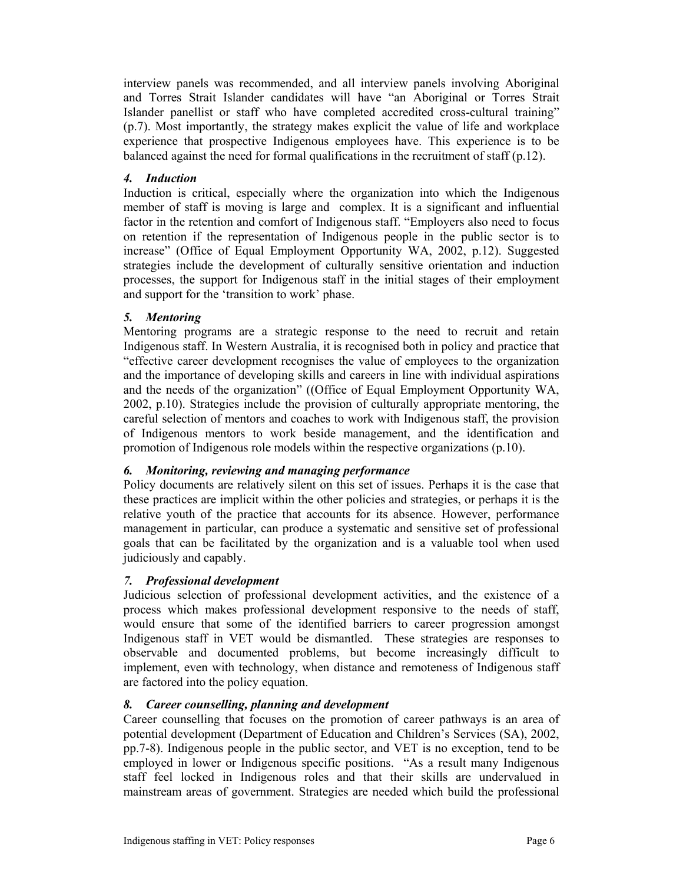interview panels was recommended, and all interview panels involving Aboriginal and Torres Strait Islander candidates will have "an Aboriginal or Torres Strait Islander panellist or staff who have completed accredited cross-cultural training" (p.7). Most importantly, the strategy makes explicit the value of life and workplace experience that prospective Indigenous employees have. This experience is to be balanced against the need for formal qualifications in the recruitment of staff (p.12).

### *4. Induction*

Induction is critical, especially where the organization into which the Indigenous member of staff is moving is large and complex. It is a significant and influential factor in the retention and comfort of Indigenous staff. "Employers also need to focus on retention if the representation of Indigenous people in the public sector is to increase" (Office of Equal Employment Opportunity WA, 2002, p.12). Suggested strategies include the development of culturally sensitive orientation and induction processes, the support for Indigenous staff in the initial stages of their employment and support for the 'transition to work' phase.

### *5. Mentoring*

Mentoring programs are a strategic response to the need to recruit and retain Indigenous staff. In Western Australia, it is recognised both in policy and practice that "effective career development recognises the value of employees to the organization and the importance of developing skills and careers in line with individual aspirations and the needs of the organization" ((Office of Equal Employment Opportunity WA, 2002, p.10). Strategies include the provision of culturally appropriate mentoring, the careful selection of mentors and coaches to work with Indigenous staff, the provision of Indigenous mentors to work beside management, and the identification and promotion of Indigenous role models within the respective organizations (p.10).

### *6. Monitoring, reviewing and managing performance*

Policy documents are relatively silent on this set of issues. Perhaps it is the case that these practices are implicit within the other policies and strategies, or perhaps it is the relative youth of the practice that accounts for its absence. However, performance management in particular, can produce a systematic and sensitive set of professional goals that can be facilitated by the organization and is a valuable tool when used judiciously and capably.

### *7. Professional development*

Judicious selection of professional development activities, and the existence of a process which makes professional development responsive to the needs of staff, would ensure that some of the identified barriers to career progression amongst Indigenous staff in VET would be dismantled. These strategies are responses to observable and documented problems, but become increasingly difficult to implement, even with technology, when distance and remoteness of Indigenous staff are factored into the policy equation.

### *8. Career counselling, planning and development*

Career counselling that focuses on the promotion of career pathways is an area of potential development (Department of Education and Children's Services (SA), 2002, pp.7-8). Indigenous people in the public sector, and VET is no exception, tend to be employed in lower or Indigenous specific positions. "As a result many Indigenous staff feel locked in Indigenous roles and that their skills are undervalued in mainstream areas of government. Strategies are needed which build the professional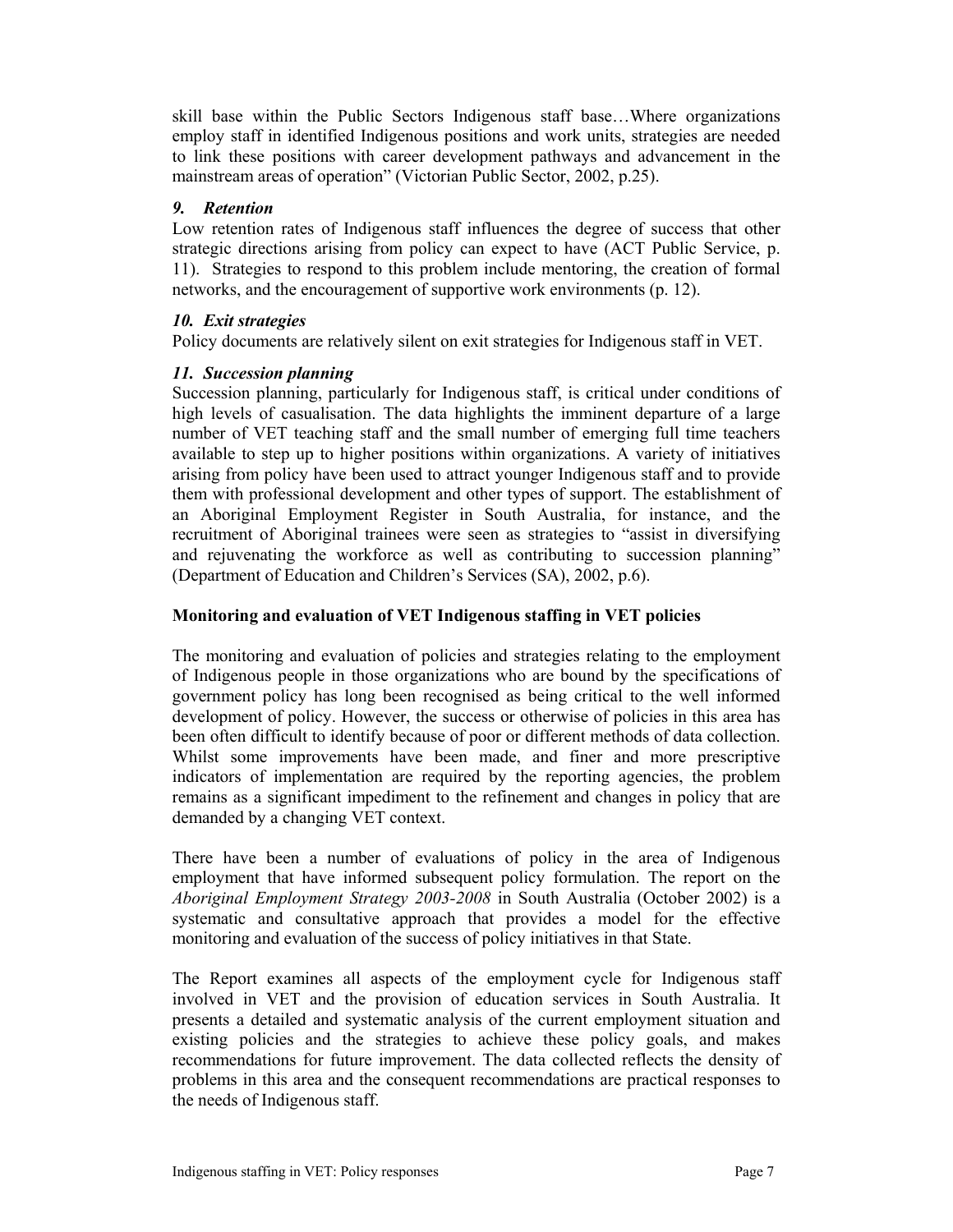skill base within the Public Sectors Indigenous staff base…Where organizations employ staff in identified Indigenous positions and work units, strategies are needed to link these positions with career development pathways and advancement in the mainstream areas of operation" (Victorian Public Sector, 2002, p.25).

### *9. Retention*

Low retention rates of Indigenous staff influences the degree of success that other strategic directions arising from policy can expect to have (ACT Public Service, p. 11). Strategies to respond to this problem include mentoring, the creation of formal networks, and the encouragement of supportive work environments (p. 12).

### *10. Exit strategies*

Policy documents are relatively silent on exit strategies for Indigenous staff in VET.

### *11. Succession planning*

Succession planning, particularly for Indigenous staff, is critical under conditions of high levels of casualisation. The data highlights the imminent departure of a large number of VET teaching staff and the small number of emerging full time teachers available to step up to higher positions within organizations. A variety of initiatives arising from policy have been used to attract younger Indigenous staff and to provide them with professional development and other types of support. The establishment of an Aboriginal Employment Register in South Australia, for instance, and the recruitment of Aboriginal trainees were seen as strategies to "assist in diversifying and rejuvenating the workforce as well as contributing to succession planning" (Department of Education and Children's Services (SA), 2002, p.6).

## Monitoring and evaluation of VET Indigenous staffing in VET policies

The monitoring and evaluation of policies and strategies relating to the employment of Indigenous people in those organizations who are bound by the specifications of government policy has long been recognised as being critical to the well informed development of policy. However, the success or otherwise of policies in this area has been often difficult to identify because of poor or different methods of data collection. Whilst some improvements have been made, and finer and more prescriptive indicators of implementation are required by the reporting agencies, the problem remains as a significant impediment to the refinement and changes in policy that are demanded by a changing VET context.

There have been a number of evaluations of policy in the area of Indigenous employment that have informed subsequent policy formulation. The report on the *Aboriginal Employment Strategy 2003-2008* in South Australia (October 2002) is a systematic and consultative approach that provides a model for the effective monitoring and evaluation of the success of policy initiatives in that State.

The Report examines all aspects of the employment cycle for Indigenous staff involved in VET and the provision of education services in South Australia. It presents a detailed and systematic analysis of the current employment situation and existing policies and the strategies to achieve these policy goals, and makes recommendations for future improvement. The data collected reflects the density of problems in this area and the consequent recommendations are practical responses to the needs of Indigenous staff.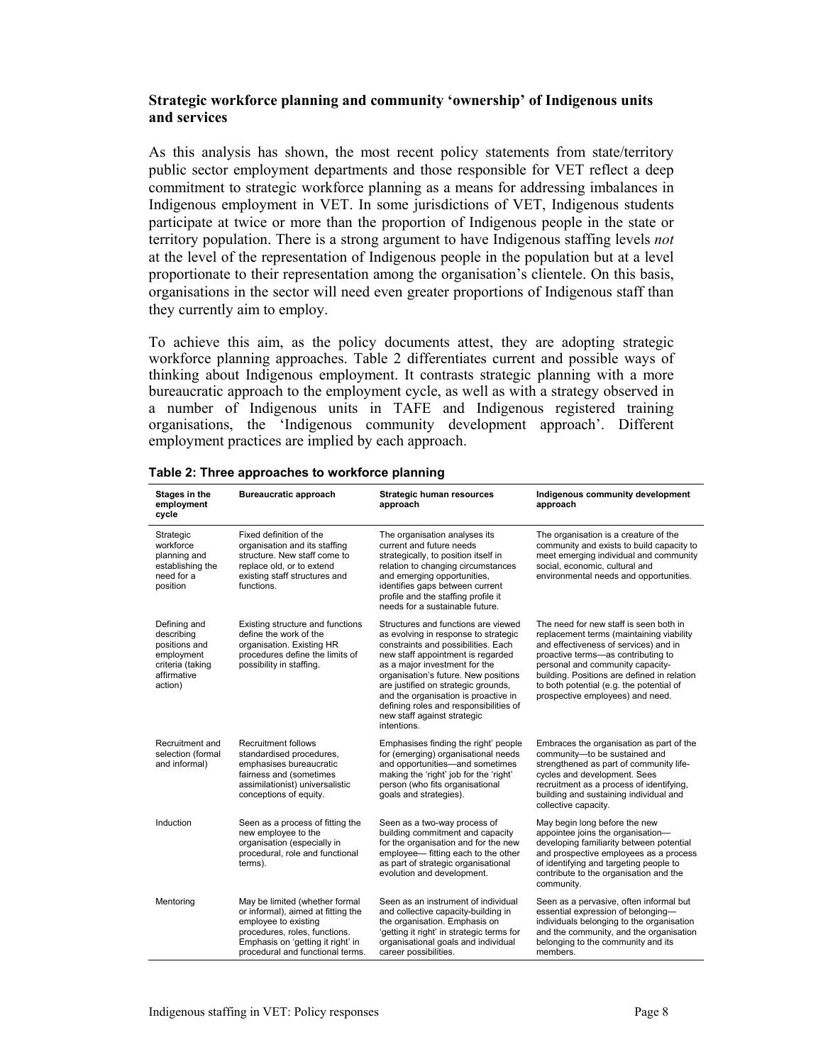**Strategic workforce planning and community 'ownership' of Indigenous units and services**

As this analysis has shown, the most recent policy statements from state/territory public sector employment departments and those responsible for VET reflect a deep commitment to strategic workforce planning as a means for addressing imbalances in Indigenous employment in VET. In some jurisdictions of VET, Indigenous students participate at twice or more than the proportion of Indigenous people in the state or territory population. There is a strong argument to have Indigenous staffing levels *not* at the level of the representation of Indigenous people in the population but at a level proportionate to their representation among the organisation's clientele. On this basis, organisations in the sector will need even greater proportions of Indigenous staff than they currently aim to employ.

To achieve this aim, as the policy documents attest, they are adopting strategic workforce planning approaches. Table 2 differentiates current and possible ways of thinking about Indigenous employment. It contrasts strategic planning with a more bureaucratic approach to the employment cycle, as well as with a strategy observed in a number of Indigenous units in TAFE and Indigenous registered training organisations, the 'Indigenous community development approach'. Different employment practices are implied by each approach.

**Table 2: Three approaches to workforce planning**

| Stages in the employment cycle | Bureaucratic approach | Strategic human resources approach | Indigenous community development approach |
|---|---|---|---|
| Strategic workforce planning and establishing the need for a position | Fixed definition of the organisation and its staffing structure. New staff come to replace old, or to extend existing staff structures and functions. | The organisation analyses its current and future needs strategically, to position itself in relation to changing circumstances and emerging opportunities, identifies gaps between current profile and the staffing profile it needs for a sustainable future. | The organisation is a creature of the community and exists to build capacity to meet emerging individual and community social, economic, cultural and environmental needs and opportunities. |
| Defining and describing positions and employment criteria (taking affirmative action) | Existing structure and functions define the work of the organisation. Existing HR procedures define the limits of possibility in staffing. | Structures and functions are viewed as evolving in response to strategic constraints and possibilities. Each new staff appointment is regarded as a major investment for the organisation's future. New positions are justified on strategic grounds, and the organisation is proactive in defining roles and responsibilities of new staff against strategic intentions. | The need for new staff is seen both in replacement terms (maintaining viability and effectiveness of services) and in proactive terms—as contributing to personal and community capacity-building. Positions are defined in relation to both potential (e.g. the potential of prospective employees) and need. |
| Recruitment and selection (formal and informal) | Recruitment follows standardised procedures, emphasises bureaucratic fairness and (sometimes assimilationist) universalistic conceptions of equity. | Emphasises finding the right' people for (emerging) organisational needs and opportunities—and sometimes making the 'right' job for the 'right' person (who fits organisational goals and strategies). | Embraces the organisation as part of the community—to be sustained and strengthened as part of community life-cycles and development. Sees recruitment as a process of identifying, building and sustaining individual and collective capacity. |
| Induction | Seen as a process of fitting the new employee to the organisation (especially in procedural, role and functional terms). | Seen as a two-way process of building commitment and capacity for the organisation and for the new employee— fitting each to the other as part of strategic organisational evolution and development. | May begin long before the new appointee joins the organisation—developing familiarity between potential and prospective employees as a process of identifying and targeting people to contribute to the organisation and the community. |
| Mentoring | May be limited (whether formal or informal), aimed at fitting the employee to existing procedures, roles, functions. Emphasis on 'getting it right' in procedural and functional terms. | Seen as an instrument of individual and collective capacity-building in the organisation. Emphasis on 'getting it right' in strategic terms for organisational goals and individual career possibilities. | Seen as a pervasive, often informal but essential expression of belonging—individuals belonging to the organisation and the community, and the organisation belonging to the community and its members. |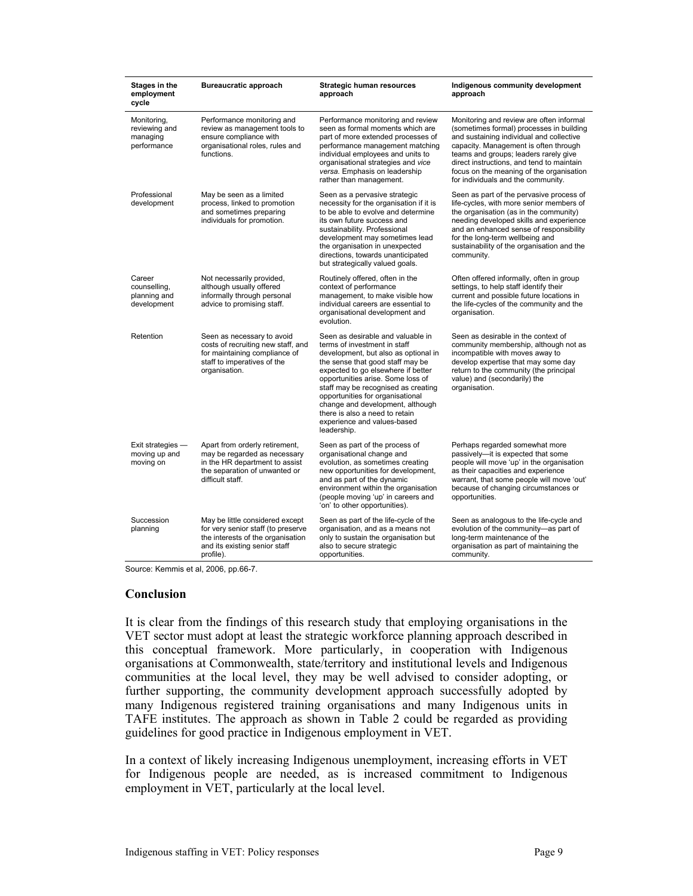| Stages in the employment cycle | Bureaucratic approach | Strategic human resources approach | Indigenous community development approach |
|---|---|---|---|
| Monitoring, reviewing and managing performance | Performance monitoring and review as management tools to ensure compliance with organisational roles, rules and functions. | Performance monitoring and review seen as formal moments which are part of more extended processes of performance management matching individual employees and units to organisational strategies and *vice versa*. Emphasis on leadership rather than management. | Monitoring and review are often informal (sometimes formal) processes in building and sustaining individual and collective capacity. Management is often through teams and groups; leaders rarely give direct instructions, and tend to maintain focus on the meaning of the organisation for individuals and the community. |
| Professional development | May be seen as a limited process, linked to promotion and sometimes preparing individuals for promotion. | Seen as a pervasive strategic necessity for the organisation if it is to be able to evolve and determine its own future success and sustainability. Professional development may sometimes lead the organisation in unexpected directions, towards unanticipated but strategically valued goals. | Seen as part of the pervasive process of life-cycles, with more senior members of the organisation (as in the community) needing developed skills and experience and an enhanced sense of responsibility for the long-term wellbeing and sustainability of the organisation and the community. |
| Career counselling, planning and development | Not necessarily provided, although usually offered informally through personal advice to promising staff. | Routinely offered, often in the context of performance management, to make visible how individual careers are essential to organisational development and evolution. | Often offered informally, often in group settings, to help staff identify their current and possible future locations in the life-cycles of the community and the organisation. |
| Retention | Seen as necessary to avoid costs of recruiting new staff, and for maintaining compliance of staff to imperatives of the organisation. | Seen as desirable and valuable in terms of investment in staff development, but also as optional in the sense that good staff may be expected to go elsewhere if better opportunities arise. Some loss of staff may be recognised as creating opportunities for organisational change and development, although there is also a need to retain experience and values-based leadership. | Seen as desirable in the context of community membership, although not as incompatible with moves away to develop expertise that may some day return to the community (the principal value) and (secondarily) the organisation. |
| Exit strategies — moving up and moving on | Apart from orderly retirement, may be regarded as necessary in the HR department to assist the separation of unwanted or difficult staff. | Seen as part of the process of organisational change and evolution, as sometimes creating new opportunities for development, and as part of the dynamic environment within the organisation (people moving 'up' in careers and 'on' to other opportunities). | Perhaps regarded somewhat more passively—it is expected that some people will move 'up' in the organisation as their capacities and experience warrant, that some people will move 'out' because of changing circumstances or opportunities. |
| Succession planning | May be little considered except for very senior staff (to preserve the interests of the organisation and its existing senior staff profile). | Seen as part of the life-cycle of the organisation, and as a means not only to sustain the organisation but also to secure strategic opportunities. | Seen as analogous to the life-cycle and evolution of the community—as part of long-term maintenance of the organisation as part of maintaining the community. |

Source: Kemmis et al, 2006, pp.66-7.

## Conclusion

It is clear from the findings of this research study that employing organisations in the VET sector must adopt at least the strategic workforce planning approach described in this conceptual framework. More particularly, in cooperation with Indigenous organisations at Commonwealth, state/territory and institutional levels and Indigenous communities at the local level, they may be well advised to consider adopting, or further supporting, the community development approach successfully adopted by many Indigenous registered training organisations and many Indigenous units in TAFE institutes. The approach as shown in Table 2 could be regarded as providing guidelines for good practice in Indigenous employment in VET.

In a context of likely increasing Indigenous unemployment, increasing efforts in VET for Indigenous people are needed, as is increased commitment to Indigenous employment in VET, particularly at the local level.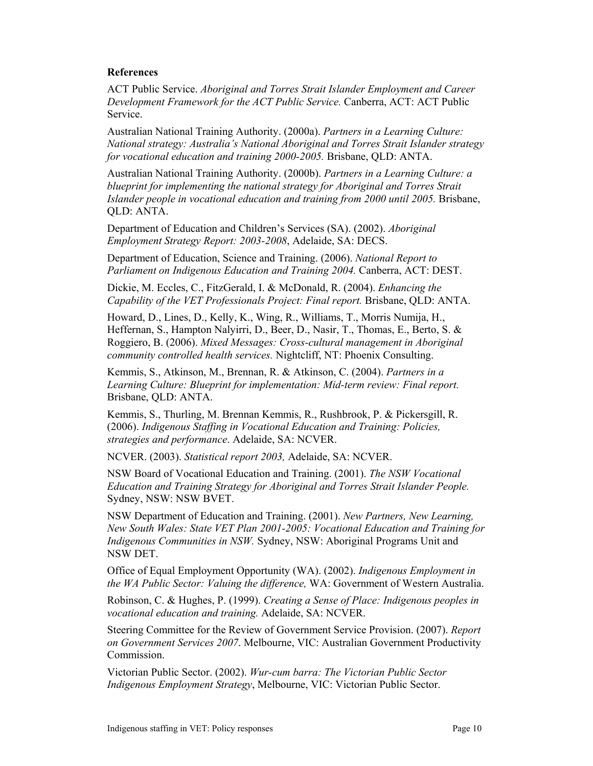**References**

ACT Public Service. *Aboriginal and Torres Strait Islander Employment and Career Development Framework for the ACT Public Service.* Canberra, ACT: ACT Public Service.

Australian National Training Authority. (2000a). *Partners in a Learning Culture: National strategy: Australia's National Aboriginal and Torres Strait Islander strategy for vocational education and training 2000-2005.* Brisbane, QLD: ANTA.

Australian National Training Authority. (2000b). *Partners in a Learning Culture: a blueprint for implementing the national strategy for Aboriginal and Torres Strait Islander people in vocational education and training from 2000 until 2005.* Brisbane, QLD: ANTA.

Department of Education and Children's Services (SA). (2002). *Aboriginal Employment Strategy Report: 2003-2008*, Adelaide, SA: DECS.

Department of Education, Science and Training. (2006). *National Report to Parliament on Indigenous Education and Training 2004.* Canberra, ACT: DEST.

Dickie, M. Eccles, C., FitzGerald, I. & McDonald, R. (2004). *Enhancing the Capability of the VET Professionals Project: Final report.* Brisbane, QLD: ANTA.

Howard, D., Lines, D., Kelly, K., Wing, R., Williams, T., Morris Numija, H., Heffernan, S., Hampton Nalyirri, D., Beer, D., Nasir, T., Thomas, E., Berto, S. & Roggiero, B. (2006). *Mixed Messages: Cross-cultural management in Aboriginal community controlled health services.* Nightcliff, NT: Phoenix Consulting.

Kemmis, S., Atkinson, M., Brennan, R. & Atkinson, C. (2004). *Partners in a Learning Culture: Blueprint for implementation: Mid-term review: Final report.* Brisbane, QLD: ANTA.

Kemmis, S., Thurling, M. Brennan Kemmis, R., Rushbrook, P. & Pickersgill, R. (2006). *Indigenous Staffing in Vocational Education and Training: Policies, strategies and performance*. Adelaide, SA: NCVER.

NCVER. (2003). *Statistical report 2003,* Adelaide, SA: NCVER.

NSW Board of Vocational Education and Training. (2001). *The NSW Vocational Education and Training Strategy for Aboriginal and Torres Strait Islander People.* Sydney, NSW: NSW BVET.

NSW Department of Education and Training. (2001). *New Partners, New Learning, New South Wales: State VET Plan 2001-2005: Vocational Education and Training for Indigenous Communities in NSW.* Sydney, NSW: Aboriginal Programs Unit and NSW DET.

Office of Equal Employment Opportunity (WA). (2002). *Indigenous Employment in the WA Public Sector: Valuing the difference,* WA: Government of Western Australia.

Robinson, C. & Hughes, P. (1999). *Creating a Sense of Place: Indigenous peoples in vocational education and training.* Adelaide, SA: NCVER.

Steering Committee for the Review of Government Service Provision. (2007). *Report on Government Services 2007*. Melbourne, VIC: Australian Government Productivity Commission.

Victorian Public Sector. (2002). *Wur-cum barra: The Victorian Public Sector Indigenous Employment Strategy*, Melbourne, VIC: Victorian Public Sector.